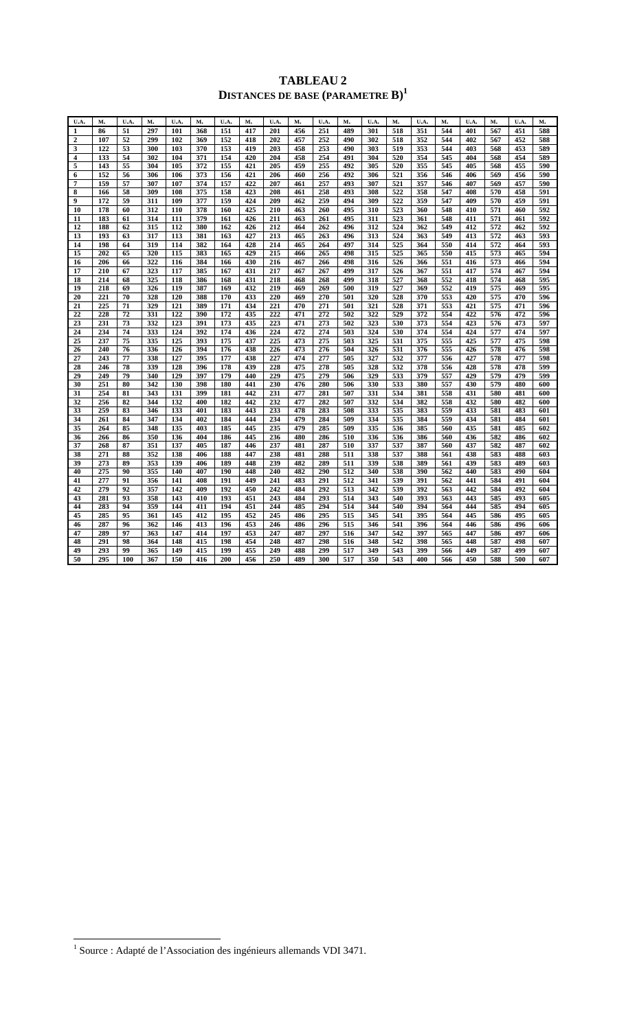# TABLEAU 2

## DISTANCES DE BASE (PARAMETRE B)[1]

| U.A. | M. | U.A. | M. | U.A. | M. | U.A. | M. | U.A. | M. | U.A. | M. | U.A. | M. | U.A. | M. | U.A. | M. | U.A. | M. |
|---|---|---|---|---|---|---|---|---|---|---|---|---|---|---|---|---|---|---|---|
| 1 | 86 | 51 | 297 | 101 | 368 | 151 | 417 | 201 | 456 | 251 | 489 | 301 | 518 | 351 | 544 | 401 | 567 | 451 | 588 |
| 2 | 107 | 52 | 299 | 102 | 369 | 152 | 418 | 202 | 457 | 252 | 490 | 302 | 518 | 352 | 544 | 402 | 567 | 452 | 588 |
| 3 | 122 | 53 | 300 | 103 | 370 | 153 | 419 | 203 | 458 | 253 | 490 | 303 | 519 | 353 | 544 | 403 | 568 | 453 | 589 |
| 4 | 133 | 54 | 302 | 104 | 371 | 154 | 420 | 204 | 458 | 254 | 491 | 304 | 520 | 354 | 545 | 404 | 568 | 454 | 589 |
| 5 | 143 | 55 | 304 | 105 | 372 | 155 | 421 | 205 | 459 | 255 | 492 | 305 | 520 | 355 | 545 | 405 | 568 | 455 | 590 |
| 6 | 152 | 56 | 306 | 106 | 373 | 156 | 421 | 206 | 460 | 256 | 492 | 306 | 521 | 356 | 546 | 406 | 569 | 456 | 590 |
| 7 | 159 | 57 | 307 | 107 | 374 | 157 | 422 | 207 | 461 | 257 | 493 | 307 | 521 | 357 | 546 | 407 | 569 | 457 | 590 |
| 8 | 166 | 58 | 309 | 108 | 375 | 158 | 423 | 208 | 461 | 258 | 493 | 308 | 522 | 358 | 547 | 408 | 570 | 458 | 591 |
| 9 | 172 | 59 | 311 | 109 | 377 | 159 | 424 | 209 | 462 | 259 | 494 | 309 | 522 | 359 | 547 | 409 | 570 | 459 | 591 |
| 10 | 178 | 60 | 312 | 110 | 378 | 160 | 425 | 210 | 463 | 260 | 495 | 310 | 523 | 360 | 548 | 410 | 571 | 460 | 592 |
| 11 | 183 | 61 | 314 | 111 | 379 | 161 | 426 | 211 | 463 | 261 | 495 | 311 | 523 | 361 | 548 | 411 | 571 | 461 | 592 |
| 12 | 188 | 62 | 315 | 112 | 380 | 162 | 426 | 212 | 464 | 262 | 496 | 312 | 524 | 362 | 549 | 412 | 572 | 462 | 592 |
| 13 | 193 | 63 | 317 | 113 | 381 | 163 | 427 | 213 | 465 | 263 | 496 | 313 | 524 | 363 | 549 | 413 | 572 | 463 | 593 |
| 14 | 198 | 64 | 319 | 114 | 382 | 164 | 428 | 214 | 465 | 264 | 497 | 314 | 525 | 364 | 550 | 414 | 572 | 464 | 593 |
| 15 | 202 | 65 | 320 | 115 | 383 | 165 | 429 | 215 | 466 | 265 | 498 | 315 | 525 | 365 | 550 | 415 | 573 | 465 | 594 |
| 16 | 206 | 66 | 322 | 116 | 384 | 166 | 430 | 216 | 467 | 266 | 498 | 316 | 526 | 366 | 551 | 416 | 573 | 466 | 594 |
| 17 | 210 | 67 | 323 | 117 | 385 | 167 | 431 | 217 | 467 | 267 | 499 | 317 | 526 | 367 | 551 | 417 | 574 | 467 | 594 |
| 18 | 214 | 68 | 325 | 118 | 386 | 168 | 431 | 218 | 468 | 268 | 499 | 318 | 527 | 368 | 552 | 418 | 574 | 468 | 595 |
| 19 | 218 | 69 | 326 | 119 | 387 | 169 | 432 | 219 | 469 | 269 | 500 | 319 | 527 | 369 | 552 | 419 | 575 | 469 | 595 |
| 20 | 221 | 70 | 328 | 120 | 388 | 170 | 433 | 220 | 469 | 270 | 501 | 320 | 528 | 370 | 553 | 420 | 575 | 470 | 596 |
| 21 | 225 | 71 | 329 | 121 | 389 | 171 | 434 | 221 | 470 | 271 | 501 | 321 | 528 | 371 | 553 | 421 | 575 | 471 | 596 |
| 22 | 228 | 72 | 331 | 122 | 390 | 172 | 435 | 222 | 471 | 272 | 502 | 322 | 529 | 372 | 554 | 422 | 576 | 472 | 596 |
| 23 | 231 | 73 | 332 | 123 | 391 | 173 | 435 | 223 | 471 | 273 | 502 | 323 | 530 | 373 | 554 | 423 | 576 | 473 | 597 |
| 24 | 234 | 74 | 333 | 124 | 392 | 174 | 436 | 224 | 472 | 274 | 503 | 324 | 530 | 374 | 554 | 424 | 577 | 474 | 597 |
| 25 | 237 | 75 | 335 | 125 | 393 | 175 | 437 | 225 | 473 | 275 | 503 | 325 | 531 | 375 | 555 | 425 | 577 | 475 | 598 |
| 26 | 240 | 76 | 336 | 126 | 394 | 176 | 438 | 226 | 473 | 276 | 504 | 326 | 531 | 376 | 555 | 426 | 578 | 476 | 598 |
| 27 | 243 | 77 | 338 | 127 | 395 | 177 | 438 | 227 | 474 | 277 | 505 | 327 | 532 | 377 | 556 | 427 | 578 | 477 | 598 |
| 28 | 246 | 78 | 339 | 128 | 396 | 178 | 439 | 228 | 475 | 278 | 505 | 328 | 532 | 378 | 556 | 428 | 578 | 478 | 599 |
| 29 | 249 | 79 | 340 | 129 | 397 | 179 | 440 | 229 | 475 | 279 | 506 | 329 | 533 | 379 | 557 | 429 | 579 | 479 | 599 |
| 30 | 251 | 80 | 342 | 130 | 398 | 180 | 441 | 230 | 476 | 280 | 506 | 330 | 533 | 380 | 557 | 430 | 579 | 480 | 600 |
| 31 | 254 | 81 | 343 | 131 | 399 | 181 | 442 | 231 | 477 | 281 | 507 | 331 | 534 | 381 | 558 | 431 | 580 | 481 | 600 |
| 32 | 256 | 82 | 344 | 132 | 400 | 182 | 442 | 232 | 477 | 282 | 507 | 332 | 534 | 382 | 558 | 432 | 580 | 482 | 600 |
| 33 | 259 | 83 | 346 | 133 | 401 | 183 | 443 | 233 | 478 | 283 | 508 | 333 | 535 | 383 | 559 | 433 | 581 | 483 | 601 |
| 34 | 261 | 84 | 347 | 134 | 402 | 184 | 444 | 234 | 479 | 284 | 509 | 334 | 535 | 384 | 559 | 434 | 581 | 484 | 601 |
| 35 | 264 | 85 | 348 | 135 | 403 | 185 | 445 | 235 | 479 | 285 | 509 | 335 | 536 | 385 | 560 | 435 | 581 | 485 | 602 |
| 36 | 266 | 86 | 350 | 136 | 404 | 186 | 445 | 236 | 480 | 286 | 510 | 336 | 536 | 386 | 560 | 436 | 582 | 486 | 602 |
| 37 | 268 | 87 | 351 | 137 | 405 | 187 | 446 | 237 | 481 | 287 | 510 | 337 | 537 | 387 | 560 | 437 | 582 | 487 | 602 |
| 38 | 271 | 88 | 352 | 138 | 406 | 188 | 447 | 238 | 481 | 288 | 511 | 338 | 537 | 388 | 561 | 438 | 583 | 488 | 603 |
| 39 | 273 | 89 | 353 | 139 | 406 | 189 | 448 | 239 | 482 | 289 | 511 | 339 | 538 | 389 | 561 | 439 | 583 | 489 | 603 |
| 40 | 275 | 90 | 355 | 140 | 407 | 190 | 448 | 240 | 482 | 290 | 512 | 340 | 538 | 390 | 562 | 440 | 583 | 490 | 604 |
| 41 | 277 | 91 | 356 | 141 | 408 | 191 | 449 | 241 | 483 | 291 | 512 | 341 | 539 | 391 | 562 | 441 | 584 | 491 | 604 |
| 42 | 279 | 92 | 357 | 142 | 409 | 192 | 450 | 242 | 484 | 292 | 513 | 342 | 539 | 392 | 563 | 442 | 584 | 492 | 604 |
| 43 | 281 | 93 | 358 | 143 | 410 | 193 | 451 | 243 | 484 | 293 | 514 | 343 | 540 | 393 | 563 | 443 | 585 | 493 | 605 |
| 44 | 283 | 94 | 359 | 144 | 411 | 194 | 451 | 244 | 485 | 294 | 514 | 344 | 540 | 394 | 564 | 444 | 585 | 494 | 605 |
| 45 | 285 | 95 | 361 | 145 | 412 | 195 | 452 | 245 | 486 | 295 | 515 | 345 | 541 | 395 | 564 | 445 | 586 | 495 | 605 |
| 46 | 287 | 96 | 362 | 146 | 413 | 196 | 453 | 246 | 486 | 296 | 515 | 346 | 541 | 396 | 564 | 446 | 586 | 496 | 606 |
| 47 | 289 | 97 | 363 | 147 | 414 | 197 | 453 | 247 | 487 | 297 | 516 | 347 | 542 | 397 | 565 | 447 | 586 | 497 | 606 |
| 48 | 291 | 98 | 364 | 148 | 415 | 198 | 454 | 248 | 487 | 298 | 516 | 348 | 542 | 398 | 565 | 448 | 587 | 498 | 607 |
| 49 | 293 | 99 | 365 | 149 | 415 | 199 | 455 | 249 | 488 | 299 | 517 | 349 | 543 | 399 | 566 | 449 | 587 | 499 | 607 |
| 50 | 295 | 100 | 367 | 150 | 416 | 200 | 456 | 250 | 489 | 300 | 517 | 350 | 543 | 400 | 566 | 450 | 588 | 500 | 607 |

[1] Source : Adapté de l'Association des ingénieurs allemands VDI 3471.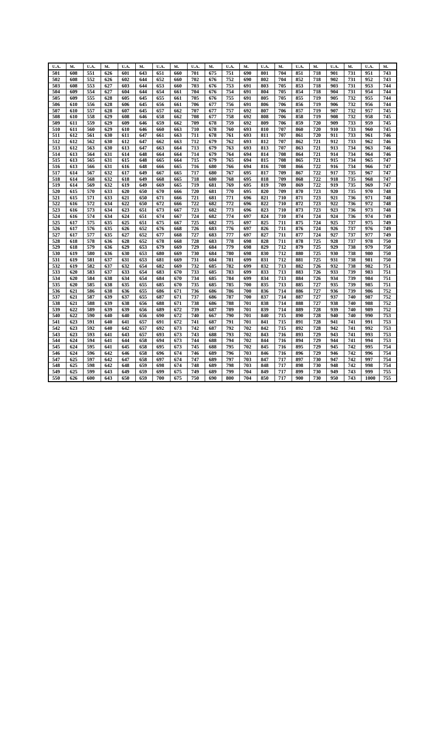| U.A. | M. | U.A. | M. | U.A. | M. | U.A. | M. | U.A. | M. | U.A. | M. | U.A. | M. | U.A. | M. | U.A. | M. | U.A. | M. |
|---|---|---|---|---|---|---|---|---|---|---|---|---|---|---|---|---|---|---|---|
| 501 | 608 | 551 | 626 | 601 | 643 | 651 | 660 | 701 | 675 | 751 | 690 | 801 | 704 | 851 | 718 | 901 | 731 | 951 | 743 |
| 502 | 608 | 552 | 626 | 602 | 644 | 652 | 660 | 702 | 676 | 752 | 690 | 802 | 704 | 852 | 718 | 902 | 731 | 952 | 743 |
| 503 | 608 | 553 | 627 | 603 | 644 | 653 | 660 | 703 | 676 | 753 | 691 | 803 | 705 | 853 | 718 | 903 | 731 | 953 | 744 |
| 504 | 609 | 554 | 627 | 604 | 644 | 654 | 661 | 704 | 676 | 754 | 691 | 804 | 705 | 854 | 718 | 904 | 731 | 954 | 744 |
| 505 | 609 | 555 | 628 | 605 | 645 | 655 | 661 | 705 | 676 | 755 | 691 | 805 | 705 | 855 | 719 | 905 | 732 | 955 | 744 |
| 506 | 610 | 556 | 628 | 606 | 645 | 656 | 661 | 706 | 677 | 756 | 691 | 806 | 706 | 856 | 719 | 906 | 732 | 956 | 744 |
| 507 | 610 | 557 | 628 | 607 | 645 | 657 | 662 | 707 | 677 | 757 | 692 | 807 | 706 | 857 | 719 | 907 | 732 | 957 | 745 |
| 508 | 610 | 558 | 629 | 608 | 646 | 658 | 662 | 708 | 677 | 758 | 692 | 808 | 706 | 858 | 719 | 908 | 732 | 958 | 745 |
| 509 | 611 | 559 | 629 | 609 | 646 | 659 | 662 | 709 | 678 | 759 | 692 | 809 | 706 | 859 | 720 | 909 | 733 | 959 | 745 |
| 510 | 611 | 560 | 629 | 610 | 646 | 660 | 663 | 710 | 678 | 760 | 693 | 810 | 707 | 860 | 720 | 910 | 733 | 960 | 745 |
| 511 | 612 | 561 | 630 | 611 | 647 | 661 | 663 | 711 | 678 | 761 | 693 | 811 | 707 | 861 | 720 | 911 | 733 | 961 | 746 |
| 512 | 612 | 562 | 630 | 612 | 647 | 662 | 663 | 712 | 679 | 762 | 693 | 812 | 707 | 862 | 721 | 912 | 733 | 962 | 746 |
| 513 | 612 | 563 | 630 | 613 | 647 | 663 | 664 | 713 | 679 | 763 | 693 | 813 | 707 | 863 | 721 | 913 | 734 | 963 | 746 |
| 514 | 613 | 564 | 631 | 614 | 648 | 664 | 664 | 714 | 679 | 764 | 694 | 814 | 708 | 864 | 721 | 914 | 734 | 964 | 746 |
| 515 | 613 | 565 | 631 | 615 | 648 | 665 | 664 | 715 | 679 | 765 | 694 | 815 | 708 | 865 | 721 | 915 | 734 | 965 | 747 |
| 516 | 613 | 566 | 631 | 616 | 648 | 666 | 665 | 716 | 680 | 766 | 694 | 816 | 708 | 866 | 722 | 916 | 734 | 966 | 747 |
| 517 | 614 | 567 | 632 | 617 | 649 | 667 | 665 | 717 | 680 | 767 | 695 | 817 | 709 | 867 | 722 | 917 | 735 | 967 | 747 |
| 518 | 614 | 568 | 632 | 618 | 649 | 668 | 665 | 718 | 680 | 768 | 695 | 818 | 709 | 868 | 722 | 918 | 735 | 968 | 747 |
| 519 | 614 | 569 | 632 | 619 | 649 | 669 | 665 | 719 | 681 | 769 | 695 | 819 | 709 | 869 | 722 | 919 | 735 | 969 | 747 |
| 520 | 615 | 570 | 633 | 620 | 650 | 670 | 666 | 720 | 681 | 770 | 695 | 820 | 709 | 870 | 723 | 920 | 735 | 970 | 748 |
| 521 | 615 | 571 | 633 | 621 | 650 | 671 | 666 | 721 | 681 | 771 | 696 | 821 | 710 | 871 | 723 | 921 | 736 | 971 | 748 |
| 522 | 616 | 572 | 634 | 622 | 650 | 672 | 666 | 722 | 682 | 772 | 696 | 822 | 710 | 872 | 723 | 922 | 736 | 972 | 748 |
| 523 | 616 | 573 | 634 | 623 | 651 | 673 | 667 | 723 | 682 | 773 | 696 | 823 | 710 | 873 | 723 | 923 | 736 | 973 | 748 |
| 524 | 616 | 574 | 634 | 624 | 651 | 674 | 667 | 724 | 682 | 774 | 697 | 824 | 710 | 874 | 724 | 924 | 736 | 974 | 749 |
| 525 | 617 | 575 | 635 | 625 | 651 | 675 | 667 | 725 | 682 | 775 | 697 | 825 | 711 | 875 | 724 | 925 | 737 | 975 | 749 |
| 526 | 617 | 576 | 635 | 626 | 652 | 676 | 668 | 726 | 683 | 776 | 697 | 826 | 711 | 876 | 724 | 926 | 737 | 976 | 749 |
| 527 | 617 | 577 | 635 | 627 | 652 | 677 | 668 | 727 | 683 | 777 | 697 | 827 | 711 | 877 | 724 | 927 | 737 | 977 | 749 |
| 528 | 618 | 578 | 636 | 628 | 652 | 678 | 668 | 728 | 683 | 778 | 698 | 828 | 711 | 878 | 725 | 928 | 737 | 978 | 750 |
| 529 | 618 | 579 | 636 | 629 | 653 | 679 | 669 | 729 | 684 | 779 | 698 | 829 | 712 | 879 | 725 | 929 | 738 | 979 | 750 |
| 530 | 619 | 580 | 636 | 630 | 653 | 680 | 669 | 730 | 684 | 780 | 698 | 830 | 712 | 880 | 725 | 930 | 738 | 980 | 750 |
| 531 | 619 | 581 | 637 | 631 | 653 | 681 | 669 | 731 | 684 | 781 | 699 | 831 | 712 | 881 | 725 | 931 | 738 | 981 | 750 |
| 532 | 619 | 582 | 637 | 632 | 654 | 682 | 669 | 732 | 685 | 782 | 699 | 832 | 713 | 882 | 726 | 932 | 738 | 982 | 751 |
| 533 | 620 | 583 | 637 | 633 | 654 | 683 | 670 | 733 | 685 | 783 | 699 | 833 | 713 | 883 | 726 | 933 | 739 | 983 | 751 |
| 534 | 620 | 584 | 638 | 634 | 654 | 684 | 670 | 734 | 685 | 784 | 699 | 834 | 713 | 884 | 726 | 934 | 739 | 984 | 751 |
| 535 | 620 | 585 | 638 | 635 | 655 | 685 | 670 | 735 | 685 | 785 | 700 | 835 | 713 | 885 | 727 | 935 | 739 | 985 | 751 |
| 536 | 621 | 586 | 638 | 636 | 655 | 686 | 671 | 736 | 686 | 786 | 700 | 836 | 714 | 886 | 727 | 936 | 739 | 986 | 752 |
| 537 | 621 | 587 | 639 | 637 | 655 | 687 | 671 | 737 | 686 | 787 | 700 | 837 | 714 | 887 | 727 | 937 | 740 | 987 | 752 |
| 538 | 621 | 588 | 639 | 638 | 656 | 688 | 671 | 738 | 686 | 788 | 701 | 838 | 714 | 888 | 727 | 938 | 740 | 988 | 752 |
| 539 | 622 | 589 | 639 | 639 | 656 | 689 | 672 | 739 | 687 | 789 | 701 | 839 | 714 | 889 | 728 | 939 | 740 | 989 | 752 |
| 540 | 622 | 590 | 640 | 640 | 656 | 690 | 672 | 740 | 667 | 790 | 701 | 840 | 715 | 890 | 728 | 940 | 740 | 990 | 753 |
| 541 | 623 | 591 | 640 | 641 | 657 | 691 | 672 | 741 | 687 | 791 | 701 | 841 | 715 | 891 | 728 | 941 | 741 | 991 | 753 |
| 542 | 623 | 592 | 640 | 642 | 657 | 692 | 673 | 742 | 687 | 792 | 702 | 842 | 715 | 892 | 728 | 942 | 741 | 992 | 753 |
| 543 | 623 | 593 | 641 | 643 | 657 | 693 | 673 | 743 | 688 | 793 | 702 | 843 | 716 | 893 | 729 | 943 | 741 | 993 | 753 |
| 544 | 624 | 594 | 641 | 644 | 658 | 694 | 673 | 744 | 688 | 794 | 702 | 844 | 716 | 894 | 729 | 944 | 741 | 994 | 753 |
| 545 | 624 | 595 | 641 | 645 | 658 | 695 | 673 | 745 | 688 | 795 | 702 | 845 | 716 | 895 | 729 | 945 | 742 | 995 | 754 |
| 546 | 624 | 596 | 642 | 646 | 658 | 696 | 674 | 746 | 689 | 796 | 703 | 846 | 716 | 896 | 729 | 946 | 742 | 996 | 754 |
| 547 | 625 | 597 | 642 | 647 | 658 | 697 | 674 | 747 | 689 | 797 | 703 | 847 | 717 | 897 | 730 | 947 | 742 | 997 | 754 |
| 548 | 625 | 598 | 642 | 648 | 659 | 698 | 674 | 748 | 689 | 798 | 703 | 848 | 717 | 898 | 730 | 948 | 742 | 998 | 754 |
| 549 | 625 | 599 | 643 | 649 | 659 | 699 | 675 | 749 | 689 | 799 | 704 | 849 | 717 | 899 | 730 | 949 | 743 | 999 | 755 |
| 550 | 626 | 600 | 643 | 650 | 659 | 700 | 675 | 750 | 690 | 800 | 704 | 850 | 717 | 900 | 730 | 950 | 743 | 1000 | 755 |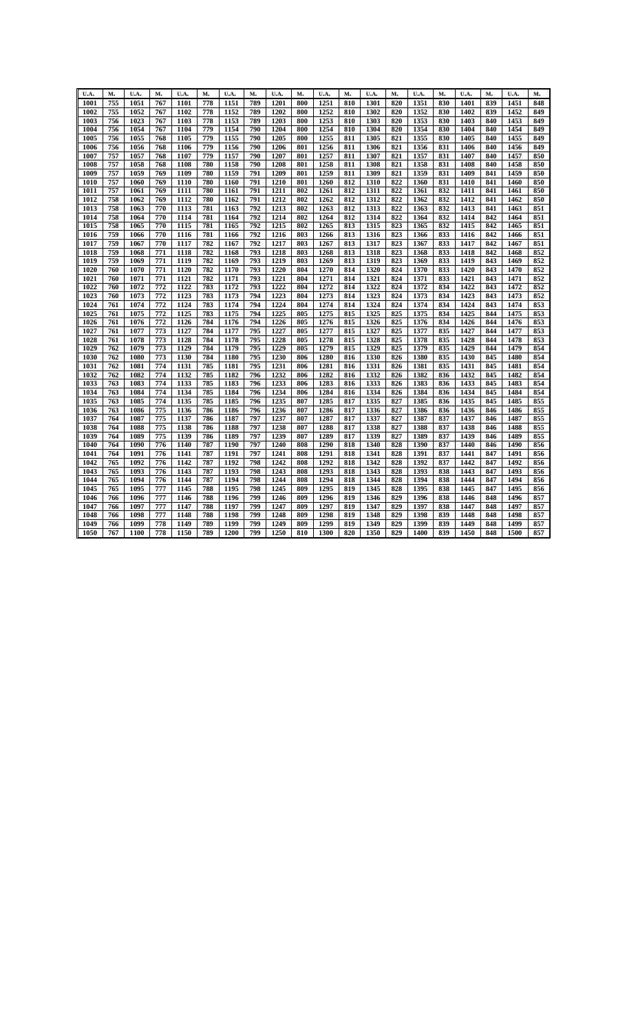| U.A. | M. | U.A. | M. | U.A. | M. | U.A. | M. | U.A. | M. | U.A. | M. | U.A. | M. | U.A. | M. | U.A. | M. | U.A. | M. |
|---|---|---|---|---|---|---|---|---|---|---|---|---|---|---|---|---|---|---|---|
| 1001 | 755 | 1051 | 767 | 1101 | 778 | 1151 | 789 | 1201 | 800 | 1251 | 810 | 1301 | 820 | 1351 | 830 | 1401 | 839 | 1451 | 848 |
| 1002 | 755 | 1052 | 767 | 1102 | 778 | 1152 | 789 | 1202 | 800 | 1252 | 810 | 1302 | 820 | 1352 | 830 | 1402 | 839 | 1452 | 849 |
| 1003 | 756 | 1023 | 767 | 1103 | 778 | 1153 | 789 | 1203 | 800 | 1253 | 810 | 1303 | 820 | 1353 | 830 | 1403 | 840 | 1453 | 849 |
| 1004 | 756 | 1054 | 767 | 1104 | 779 | 1154 | 790 | 1204 | 800 | 1254 | 810 | 1304 | 820 | 1354 | 830 | 1404 | 840 | 1454 | 849 |
| 1005 | 756 | 1055 | 768 | 1105 | 779 | 1155 | 790 | 1205 | 800 | 1255 | 811 | 1305 | 821 | 1355 | 830 | 1405 | 840 | 1455 | 849 |
| 1006 | 756 | 1056 | 768 | 1106 | 779 | 1156 | 790 | 1206 | 801 | 1256 | 811 | 1306 | 821 | 1356 | 831 | 1406 | 840 | 1456 | 849 |
| 1007 | 757 | 1057 | 768 | 1107 | 779 | 1157 | 790 | 1207 | 801 | 1257 | 811 | 1307 | 821 | 1357 | 831 | 1407 | 840 | 1457 | 850 |
| 1008 | 757 | 1058 | 768 | 1108 | 780 | 1158 | 790 | 1208 | 801 | 1258 | 811 | 1308 | 821 | 1358 | 831 | 1408 | 840 | 1458 | 850 |
| 1009 | 757 | 1059 | 769 | 1109 | 780 | 1159 | 791 | 1209 | 801 | 1259 | 811 | 1309 | 821 | 1359 | 831 | 1409 | 841 | 1459 | 850 |
| 1010 | 757 | 1060 | 769 | 1110 | 780 | 1160 | 791 | 1210 | 801 | 1260 | 812 | 1310 | 822 | 1360 | 831 | 1410 | 841 | 1460 | 850 |
| 1011 | 757 | 1061 | 769 | 1111 | 780 | 1161 | 791 | 1211 | 802 | 1261 | 812 | 1311 | 822 | 1361 | 832 | 1411 | 841 | 1461 | 850 |
| 1012 | 758 | 1062 | 769 | 1112 | 780 | 1162 | 791 | 1212 | 802 | 1262 | 812 | 1312 | 822 | 1362 | 832 | 1412 | 841 | 1462 | 850 |
| 1013 | 758 | 1063 | 770 | 1113 | 781 | 1163 | 792 | 1213 | 802 | 1263 | 812 | 1313 | 822 | 1363 | 832 | 1413 | 841 | 1463 | 851 |
| 1014 | 758 | 1064 | 770 | 1114 | 781 | 1164 | 792 | 1214 | 802 | 1264 | 812 | 1314 | 822 | 1364 | 832 | 1414 | 842 | 1464 | 851 |
| 1015 | 758 | 1065 | 770 | 1115 | 781 | 1165 | 792 | 1215 | 802 | 1265 | 813 | 1315 | 823 | 1365 | 832 | 1415 | 842 | 1465 | 851 |
| 1016 | 759 | 1066 | 770 | 1116 | 781 | 1166 | 792 | 1216 | 803 | 1266 | 813 | 1316 | 823 | 1366 | 833 | 1416 | 842 | 1466 | 851 |
| 1017 | 759 | 1067 | 770 | 1117 | 782 | 1167 | 792 | 1217 | 803 | 1267 | 813 | 1317 | 823 | 1367 | 833 | 1417 | 842 | 1467 | 851 |
| 1018 | 759 | 1068 | 771 | 1118 | 782 | 1168 | 793 | 1218 | 803 | 1268 | 813 | 1318 | 823 | 1368 | 833 | 1418 | 842 | 1468 | 852 |
| 1019 | 759 | 1069 | 771 | 1119 | 782 | 1169 | 793 | 1219 | 803 | 1269 | 813 | 1319 | 823 | 1369 | 833 | 1419 | 843 | 1469 | 852 |
| 1020 | 760 | 1070 | 771 | 1120 | 782 | 1170 | 793 | 1220 | 804 | 1270 | 814 | 1320 | 824 | 1370 | 833 | 1420 | 843 | 1470 | 852 |
| 1021 | 760 | 1071 | 771 | 1121 | 782 | 1171 | 793 | 1221 | 804 | 1271 | 814 | 1321 | 824 | 1371 | 833 | 1421 | 843 | 1471 | 852 |
| 1022 | 760 | 1072 | 772 | 1122 | 783 | 1172 | 793 | 1222 | 804 | 1272 | 814 | 1322 | 824 | 1372 | 834 | 1422 | 843 | 1472 | 852 |
| 1023 | 760 | 1073 | 772 | 1123 | 783 | 1173 | 794 | 1223 | 804 | 1273 | 814 | 1323 | 824 | 1373 | 834 | 1423 | 843 | 1473 | 852 |
| 1024 | 761 | 1074 | 772 | 1124 | 783 | 1174 | 794 | 1224 | 804 | 1274 | 814 | 1324 | 824 | 1374 | 834 | 1424 | 843 | 1474 | 853 |
| 1025 | 761 | 1075 | 772 | 1125 | 783 | 1175 | 794 | 1225 | 805 | 1275 | 815 | 1325 | 825 | 1375 | 834 | 1425 | 844 | 1475 | 853 |
| 1026 | 761 | 1076 | 772 | 1126 | 784 | 1176 | 794 | 1226 | 805 | 1276 | 815 | 1326 | 825 | 1376 | 834 | 1426 | 844 | 1476 | 853 |
| 1027 | 761 | 1077 | 773 | 1127 | 784 | 1177 | 795 | 1227 | 805 | 1277 | 815 | 1327 | 825 | 1377 | 835 | 1427 | 844 | 1477 | 853 |
| 1028 | 761 | 1078 | 773 | 1128 | 784 | 1178 | 795 | 1228 | 805 | 1278 | 815 | 1328 | 825 | 1378 | 835 | 1428 | 844 | 1478 | 853 |
| 1029 | 762 | 1079 | 773 | 1129 | 784 | 1179 | 795 | 1229 | 805 | 1279 | 815 | 1329 | 825 | 1379 | 835 | 1429 | 844 | 1479 | 854 |
| 1030 | 762 | 1080 | 773 | 1130 | 784 | 1180 | 795 | 1230 | 806 | 1280 | 816 | 1330 | 826 | 1380 | 835 | 1430 | 845 | 1480 | 854 |
| 1031 | 762 | 1081 | 774 | 1131 | 785 | 1181 | 795 | 1231 | 806 | 1281 | 816 | 1331 | 826 | 1381 | 835 | 1431 | 845 | 1481 | 854 |
| 1032 | 762 | 1082 | 774 | 1132 | 785 | 1182 | 796 | 1232 | 806 | 1282 | 816 | 1332 | 826 | 1382 | 836 | 1432 | 845 | 1482 | 854 |
| 1033 | 763 | 1083 | 774 | 1133 | 785 | 1183 | 796 | 1233 | 806 | 1283 | 816 | 1333 | 826 | 1383 | 836 | 1433 | 845 | 1483 | 854 |
| 1034 | 763 | 1084 | 774 | 1134 | 785 | 1184 | 796 | 1234 | 806 | 1284 | 816 | 1334 | 826 | 1384 | 836 | 1434 | 845 | 1484 | 854 |
| 1035 | 763 | 1085 | 774 | 1135 | 785 | 1185 | 796 | 1235 | 807 | 1285 | 817 | 1335 | 827 | 1385 | 836 | 1435 | 845 | 1485 | 855 |
| 1036 | 763 | 1086 | 775 | 1136 | 786 | 1186 | 796 | 1236 | 807 | 1286 | 817 | 1336 | 827 | 1386 | 836 | 1436 | 846 | 1486 | 855 |
| 1037 | 764 | 1087 | 775 | 1137 | 786 | 1187 | 797 | 1237 | 807 | 1287 | 817 | 1337 | 827 | 1387 | 837 | 1437 | 846 | 1487 | 855 |
| 1038 | 764 | 1088 | 775 | 1138 | 786 | 1188 | 797 | 1238 | 807 | 1288 | 817 | 1338 | 827 | 1388 | 837 | 1438 | 846 | 1488 | 855 |
| 1039 | 764 | 1089 | 775 | 1139 | 786 | 1189 | 797 | 1239 | 807 | 1289 | 817 | 1339 | 827 | 1389 | 837 | 1439 | 846 | 1489 | 855 |
| 1040 | 764 | 1090 | 776 | 1140 | 787 | 1190 | 797 | 1240 | 808 | 1290 | 818 | 1340 | 828 | 1390 | 837 | 1440 | 846 | 1490 | 856 |
| 1041 | 764 | 1091 | 776 | 1141 | 787 | 1191 | 797 | 1241 | 808 | 1291 | 818 | 1341 | 828 | 1391 | 837 | 1441 | 847 | 1491 | 856 |
| 1042 | 765 | 1092 | 776 | 1142 | 787 | 1192 | 798 | 1242 | 808 | 1292 | 818 | 1342 | 828 | 1392 | 837 | 1442 | 847 | 1492 | 856 |
| 1043 | 765 | 1093 | 776 | 1143 | 787 | 1193 | 798 | 1243 | 808 | 1293 | 818 | 1343 | 828 | 1393 | 838 | 1443 | 847 | 1493 | 856 |
| 1044 | 765 | 1094 | 776 | 1144 | 787 | 1194 | 798 | 1244 | 808 | 1294 | 818 | 1344 | 828 | 1394 | 838 | 1444 | 847 | 1494 | 856 |
| 1045 | 765 | 1095 | 777 | 1145 | 788 | 1195 | 798 | 1245 | 809 | 1295 | 819 | 1345 | 828 | 1395 | 838 | 1445 | 847 | 1495 | 856 |
| 1046 | 766 | 1096 | 777 | 1146 | 788 | 1196 | 799 | 1246 | 809 | 1296 | 819 | 1346 | 829 | 1396 | 838 | 1446 | 848 | 1496 | 857 |
| 1047 | 766 | 1097 | 777 | 1147 | 788 | 1197 | 799 | 1247 | 809 | 1297 | 819 | 1347 | 829 | 1397 | 838 | 1447 | 848 | 1497 | 857 |
| 1048 | 766 | 1098 | 777 | 1148 | 788 | 1198 | 799 | 1248 | 809 | 1298 | 819 | 1348 | 829 | 1398 | 839 | 1448 | 848 | 1498 | 857 |
| 1049 | 766 | 1099 | 778 | 1149 | 789 | 1199 | 799 | 1249 | 809 | 1299 | 819 | 1349 | 829 | 1399 | 839 | 1449 | 848 | 1499 | 857 |
| 1050 | 767 | 1100 | 778 | 1150 | 789 | 1200 | 799 | 1250 | 810 | 1300 | 820 | 1350 | 829 | 1400 | 839 | 1450 | 848 | 1500 | 857 |